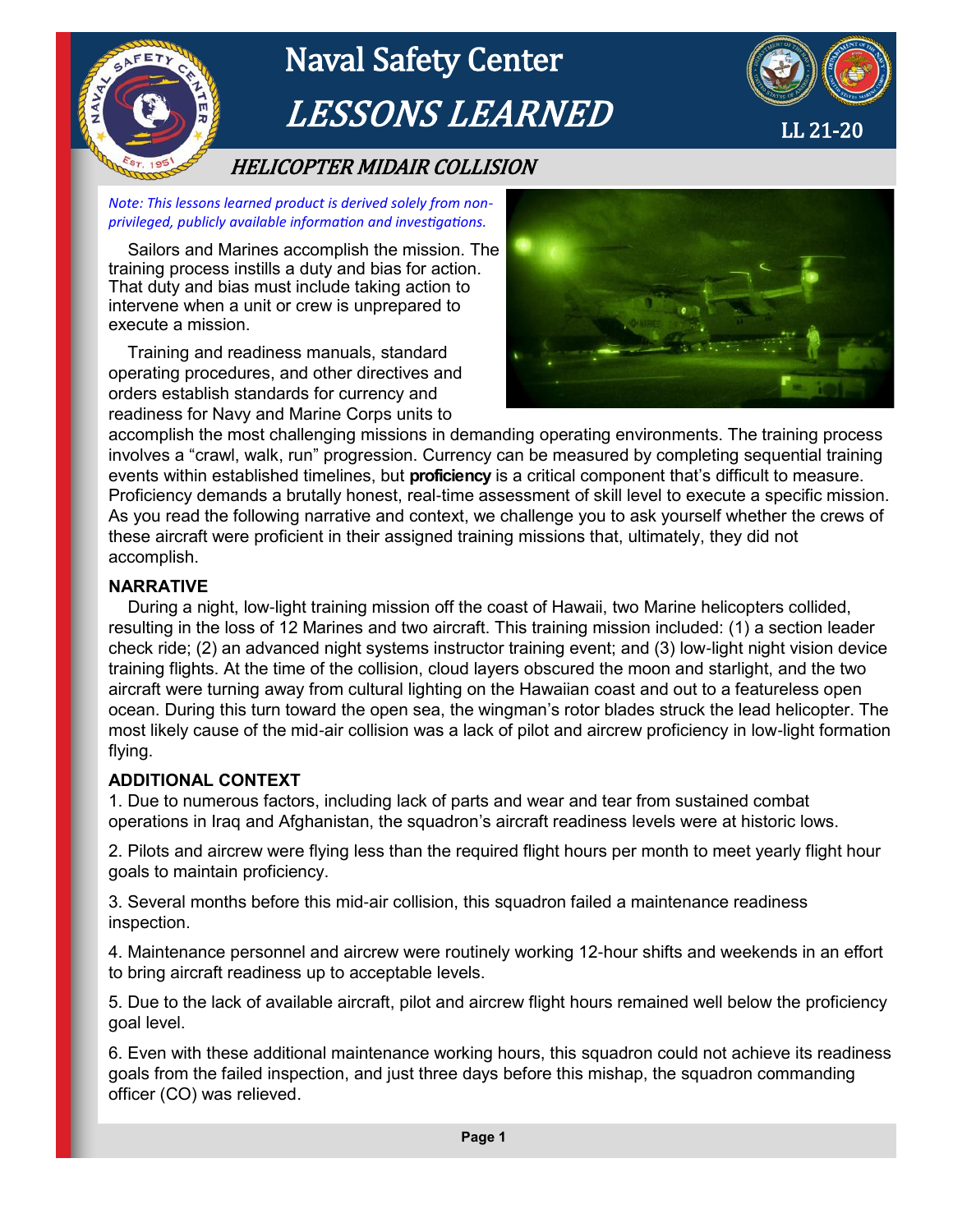# Naval Safety Center

# *LESSONS LEARNED*

LL 21-20

## *HELICOPTER MIDAIR COLLISION*

*Note: This lessons learned product is derived solely from non-privileged, publicly available information and investigations.*

Sailors and Marines accomplish the mission. The training process instills a duty and bias for action. That duty and bias must include taking action to intervene when a unit or crew is unprepared to execute a mission.

Training and readiness manuals, standard operating procedures, and other directives and orders establish standards for currency and readiness for Navy and Marine Corps units to accomplish the most challenging missions in demanding operating environments. The training process involves a "crawl, walk, run" progression. Currency can be measured by completing sequential training events within established timelines, but **proficiency** is a critical component that's difficult to measure. Proficiency demands a brutally honest, real-time assessment of skill level to execute a specific mission. As you read the following narrative and context, we challenge you to ask yourself whether the crews of these aircraft were proficient in their assigned training missions that, ultimately, they did not accomplish.

### NARRATIVE

During a night, low-light training mission off the coast of Hawaii, two Marine helicopters collided, resulting in the loss of 12 Marines and two aircraft. This training mission included: (1) a section leader check ride; (2) an advanced night systems instructor training event; and (3) low-light night vision device training flights. At the time of the collision, cloud layers obscured the moon and starlight, and the two aircraft were turning away from cultural lighting on the Hawaiian coast and out to a featureless open ocean. During this turn toward the open sea, the wingman's rotor blades struck the lead helicopter. The most likely cause of the mid-air collision was a lack of pilot and aircrew proficiency in low-light formation flying.

### ADDITIONAL CONTEXT

1. Due to numerous factors, including lack of parts and wear and tear from sustained combat operations in Iraq and Afghanistan, the squadron's aircraft readiness levels were at historic lows.

2. Pilots and aircrew were flying less than the required flight hours per month to meet yearly flight hour goals to maintain proficiency.

3. Several months before this mid-air collision, this squadron failed a maintenance readiness inspection.

4. Maintenance personnel and aircrew were routinely working 12-hour shifts and weekends in an effort to bring aircraft readiness up to acceptable levels.

5. Due to the lack of available aircraft, pilot and aircrew flight hours remained well below the proficiency goal level.

6. Even with these additional maintenance working hours, this squadron could not achieve its readiness goals from the failed inspection, and just three days before this mishap, the squadron commanding officer (CO) was relieved.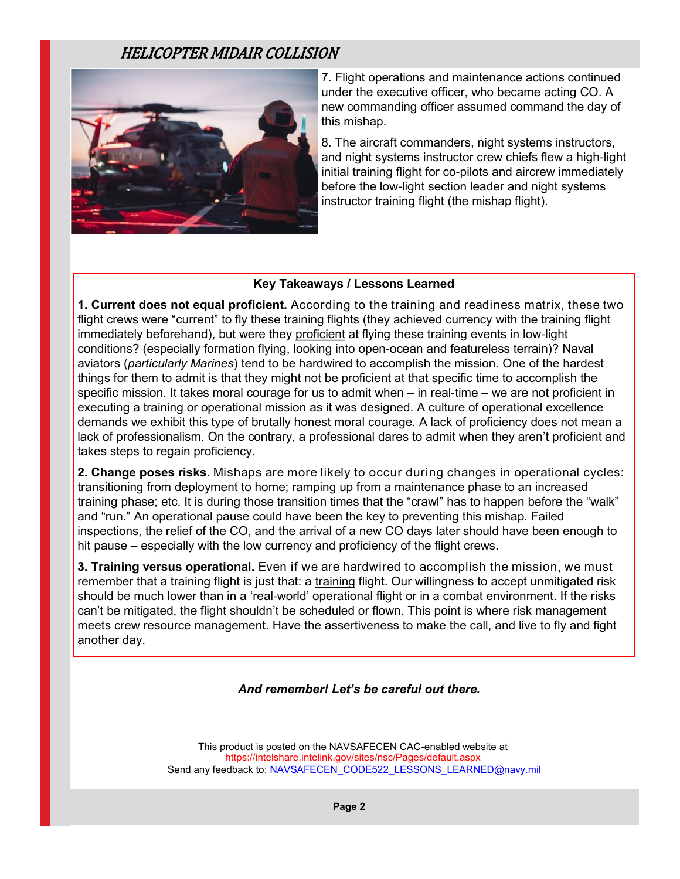## *HELICOPTER MIDAIR COLLISION*

7. Flight operations and maintenance actions continued under the executive officer, who became acting CO. A new commanding officer assumed command the day of this mishap.

8. The aircraft commanders, night systems instructors, and night systems instructor crew chiefs flew a high-light initial training flight for co-pilots and aircrew immediately before the low-light section leader and night systems instructor training flight (the mishap flight).

### Key Takeaways / Lessons Learned

**1. Current does not equal proficient.** According to the training and readiness matrix, these two flight crews were "current" to fly these training flights (they achieved currency with the training flight immediately beforehand), but were they proficient at flying these training events in low-light conditions? (especially formation flying, looking into open-ocean and featureless terrain)? Naval aviators (*particularly Marines*) tend to be hardwired to accomplish the mission. One of the hardest things for them to admit is that they might not be proficient at that specific time to accomplish the specific mission. It takes moral courage for us to admit when – in real-time – we are not proficient in executing a training or operational mission as it was designed. A culture of operational excellence demands we exhibit this type of brutally honest moral courage. A lack of proficiency does not mean a lack of professionalism. On the contrary, a professional dares to admit when they aren't proficient and takes steps to regain proficiency.

**2. Change poses risks.** Mishaps are more likely to occur during changes in operational cycles: transitioning from deployment to home; ramping up from a maintenance phase to an increased training phase; etc. It is during those transition times that the "crawl" has to happen before the "walk" and "run." An operational pause could have been the key to preventing this mishap. Failed inspections, the relief of the CO, and the arrival of a new CO days later should have been enough to hit pause – especially with the low currency and proficiency of the flight crews.

**3. Training versus operational.** Even if we are hardwired to accomplish the mission, we must remember that a training flight is just that: a training flight. Our willingness to accept unmitigated risk should be much lower than in a 'real-world' operational flight or in a combat environment. If the risks can't be mitigated, the flight shouldn't be scheduled or flown. This point is where risk management meets crew resource management. Have the assertiveness to make the call, and live to fly and fight another day.

***And remember! Let's be careful out there.***

This product is posted on the NAVSAFECEN CAC-enabled website at
https://intelshare.intelink.gov/sites/nsc/Pages/default.aspx
Send any feedback to: NAVSAFECEN_CODE522_LESSONS_LEARNED@navy.mil